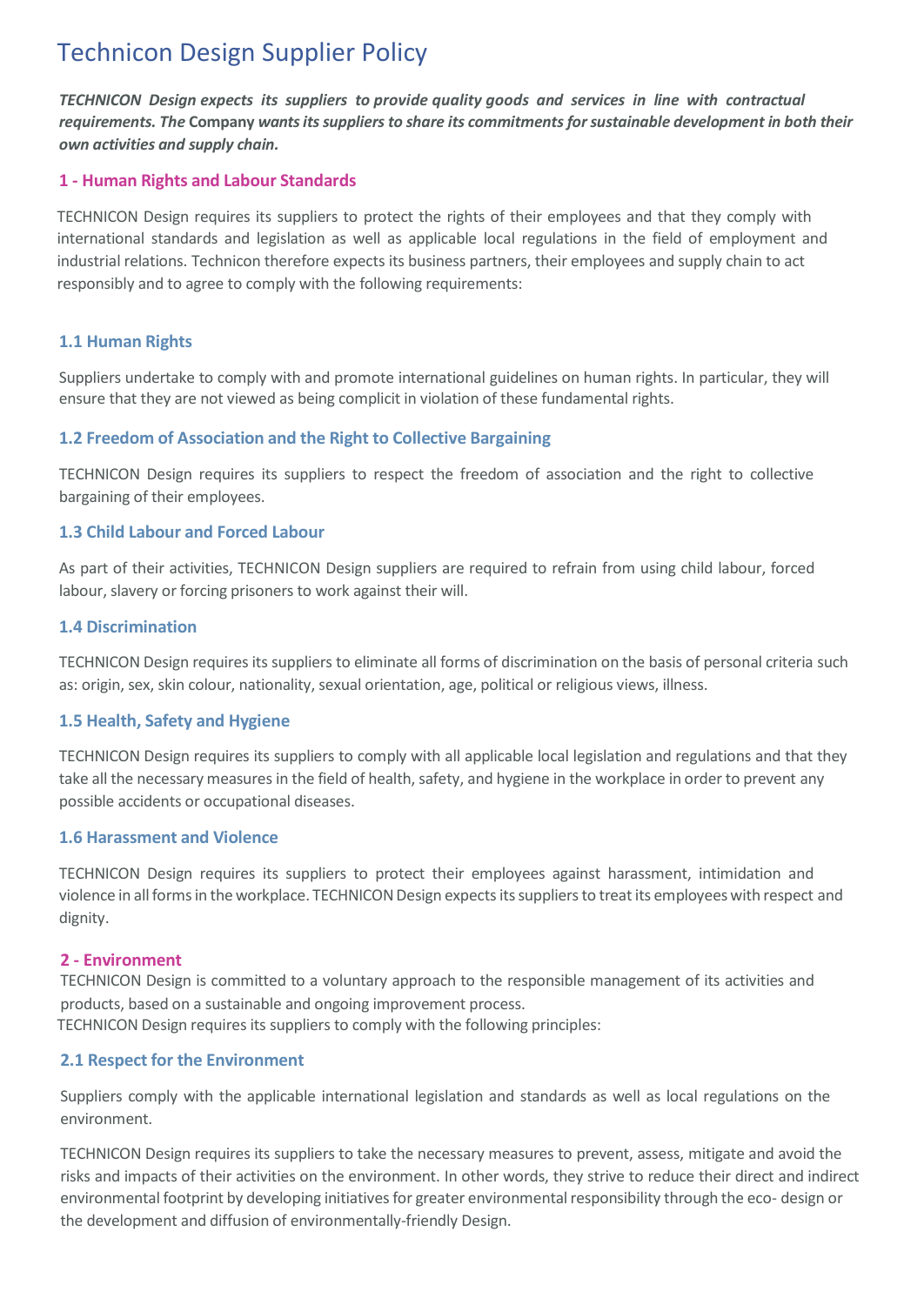# Technicon Design Supplier Policy

***TECHNICON Design expects its suppliers to provide quality goods and services in line with contractual requirements. The* Company *wants its suppliers to share its commitments for sustainable development in both their own activities and supply chain.***

## 1 - Human Rights and Labour Standards

TECHNICON Design requires its suppliers to protect the rights of their employees and that they comply with international standards and legislation as well as applicable local regulations in the field of employment and industrial relations. Technicon therefore expects its business partners, their employees and supply chain to act responsibly and to agree to comply with the following requirements:

### 1.1 Human Rights

Suppliers undertake to comply with and promote international guidelines on human rights. In particular, they will ensure that they are not viewed as being complicit in violation of these fundamental rights.

### 1.2 Freedom of Association and the Right to Collective Bargaining

TECHNICON Design requires its suppliers to respect the freedom of association and the right to collective bargaining of their employees.

### 1.3 Child Labour and Forced Labour

As part of their activities, TECHNICON Design suppliers are required to refrain from using child labour, forced labour, slavery or forcing prisoners to work against their will.

### 1.4 Discrimination

TECHNICON Design requires its suppliers to eliminate all forms of discrimination on the basis of personal criteria such as: origin, sex, skin colour, nationality, sexual orientation, age, political or religious views, illness.

### 1.5 Health, Safety and Hygiene

TECHNICON Design requires its suppliers to comply with all applicable local legislation and regulations and that they take all the necessary measures in the field of health, safety, and hygiene in the workplace in order to prevent any possible accidents or occupational diseases.

### 1.6 Harassment and Violence

TECHNICON Design requires its suppliers to protect their employees against harassment, intimidation and violence in all forms in the workplace. TECHNICON Design expects its suppliers to treat its employees with respect and dignity.

## 2 - Environment

TECHNICON Design is committed to a voluntary approach to the responsible management of its activities and products, based on a sustainable and ongoing improvement process.
TECHNICON Design requires its suppliers to comply with the following principles:

### 2.1 Respect for the Environment

Suppliers comply with the applicable international legislation and standards as well as local regulations on the environment.

TECHNICON Design requires its suppliers to take the necessary measures to prevent, assess, mitigate and avoid the risks and impacts of their activities on the environment. In other words, they strive to reduce their direct and indirect environmental footprint by developing initiatives for greater environmental responsibility through the eco- design or the development and diffusion of environmentally-friendly Design.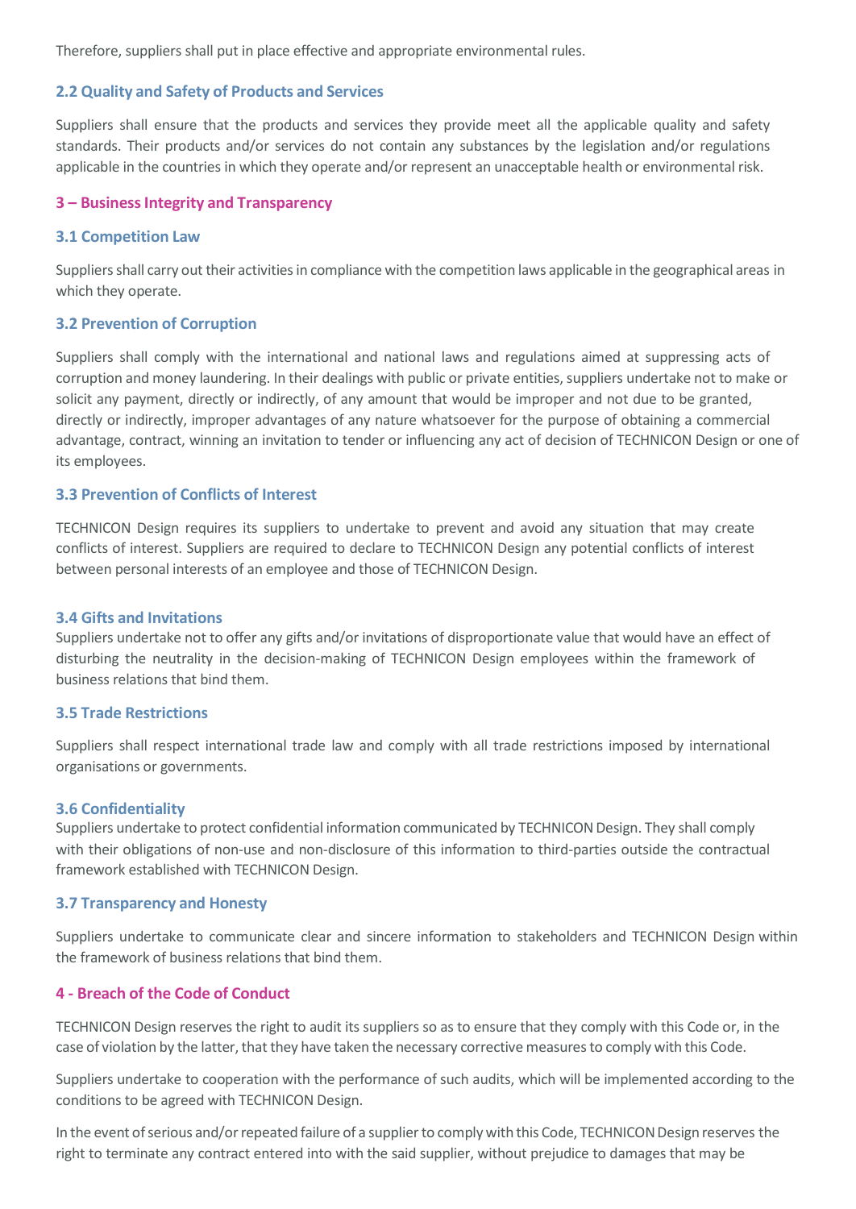Therefore, suppliers shall put in place effective and appropriate environmental rules.

### 2.2 Quality and Safety of Products and Services

Suppliers shall ensure that the products and services they provide meet all the applicable quality and safety standards. Their products and/or services do not contain any substances by the legislation and/or regulations applicable in the countries in which they operate and/or represent an unacceptable health or environmental risk.

## 3 – Business Integrity and Transparency

### 3.1 Competition Law

Suppliers shall carry out their activities in compliance with the competition laws applicable in the geographical areas in which they operate.

### 3.2 Prevention of Corruption

Suppliers shall comply with the international and national laws and regulations aimed at suppressing acts of corruption and money laundering. In their dealings with public or private entities, suppliers undertake not to make or solicit any payment, directly or indirectly, of any amount that would be improper and not due to be granted, directly or indirectly, improper advantages of any nature whatsoever for the purpose of obtaining a commercial advantage, contract, winning an invitation to tender or influencing any act of decision of TECHNICON Design or one of its employees.

### 3.3 Prevention of Conflicts of Interest

TECHNICON Design requires its suppliers to undertake to prevent and avoid any situation that may create conflicts of interest. Suppliers are required to declare to TECHNICON Design any potential conflicts of interest between personal interests of an employee and those of TECHNICON Design.

### 3.4 Gifts and Invitations

Suppliers undertake not to offer any gifts and/or invitations of disproportionate value that would have an effect of disturbing the neutrality in the decision-making of TECHNICON Design employees within the framework of business relations that bind them.

### 3.5 Trade Restrictions

Suppliers shall respect international trade law and comply with all trade restrictions imposed by international organisations or governments.

### 3.6 Confidentiality

Suppliers undertake to protect confidential information communicated by TECHNICON Design. They shall comply with their obligations of non-use and non-disclosure of this information to third-parties outside the contractual framework established with TECHNICON Design.

### 3.7 Transparency and Honesty

Suppliers undertake to communicate clear and sincere information to stakeholders and TECHNICON Design within the framework of business relations that bind them.

## 4 - Breach of the Code of Conduct

TECHNICON Design reserves the right to audit its suppliers so as to ensure that they comply with this Code or, in the case of violation by the latter, that they have taken the necessary corrective measures to comply with this Code.

Suppliers undertake to cooperation with the performance of such audits, which will be implemented according to the conditions to be agreed with TECHNICON Design.

In the event of serious and/or repeated failure of a supplier to comply with this Code, TECHNICON Design reserves the right to terminate any contract entered into with the said supplier, without prejudice to damages that may be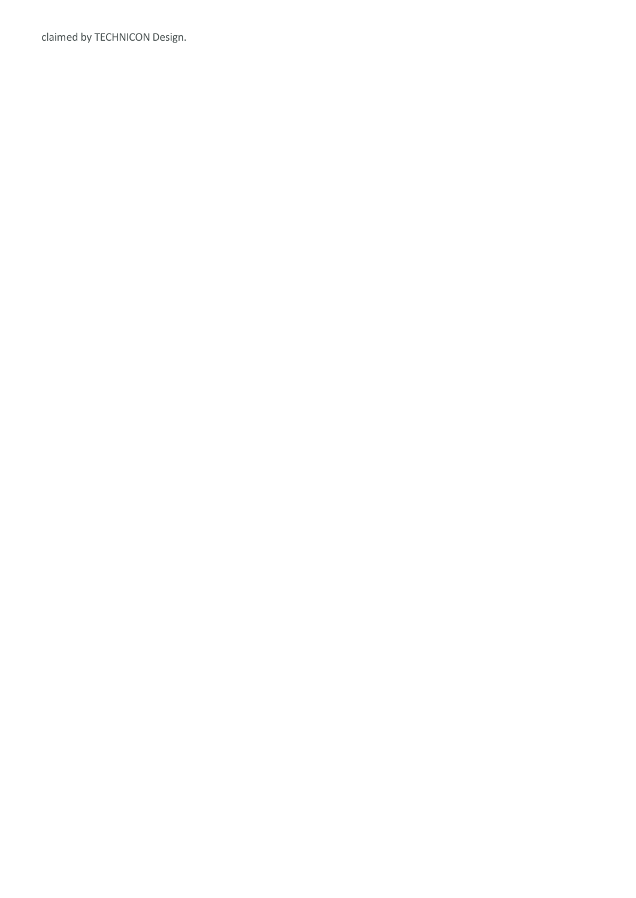claimed by TECHNICON Design.